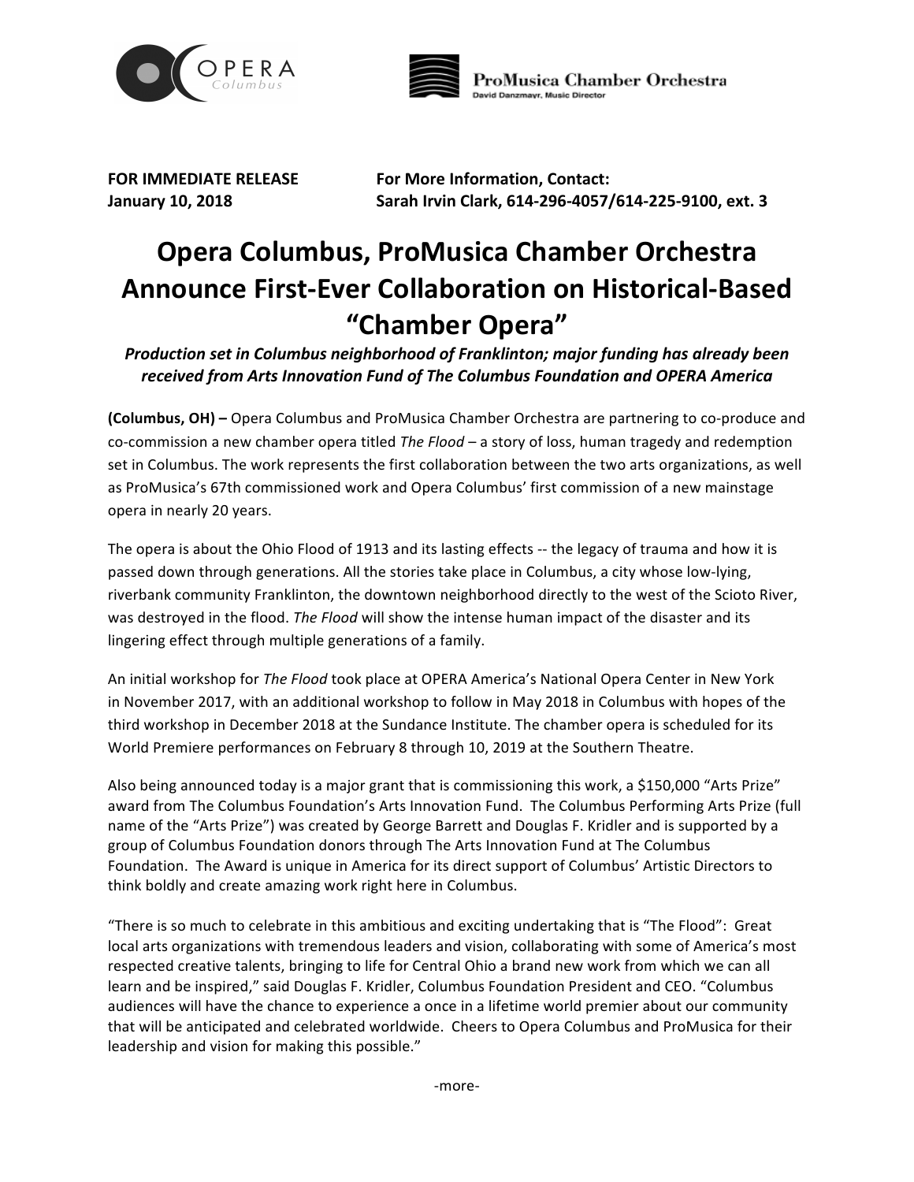**FOR IMMEDIATE RELEASE**
**January 10, 2018**

**For More Information, Contact:**
**Sarah Irvin Clark, 614-296-4057/614-225-9100, ext. 3**

# Opera Columbus, ProMusica Chamber Orchestra Announce First-Ever Collaboration on Historical-Based "Chamber Opera"

***Production set in Columbus neighborhood of Franklinton; major funding has already been received from Arts Innovation Fund of The Columbus Foundation and OPERA America***

**(Columbus, OH) –** Opera Columbus and ProMusica Chamber Orchestra are partnering to co-produce and co-commission a new chamber opera titled *The Flood* – a story of loss, human tragedy and redemption set in Columbus. The work represents the first collaboration between the two arts organizations, as well as ProMusica's 67th commissioned work and Opera Columbus' first commission of a new mainstage opera in nearly 20 years.

The opera is about the Ohio Flood of 1913 and its lasting effects -- the legacy of trauma and how it is passed down through generations. All the stories take place in Columbus, a city whose low-lying, riverbank community Franklinton, the downtown neighborhood directly to the west of the Scioto River, was destroyed in the flood. *The Flood* will show the intense human impact of the disaster and its lingering effect through multiple generations of a family.

An initial workshop for *The Flood* took place at OPERA America's National Opera Center in New York in November 2017, with an additional workshop to follow in May 2018 in Columbus with hopes of the third workshop in December 2018 at the Sundance Institute. The chamber opera is scheduled for its World Premiere performances on February 8 through 10, 2019 at the Southern Theatre.

Also being announced today is a major grant that is commissioning this work, a $150,000 "Arts Prize" award from The Columbus Foundation's Arts Innovation Fund. The Columbus Performing Arts Prize (full name of the "Arts Prize") was created by George Barrett and Douglas F. Kridler and is supported by a group of Columbus Foundation donors through The Arts Innovation Fund at The Columbus Foundation. The Award is unique in America for its direct support of Columbus' Artistic Directors to think boldly and create amazing work right here in Columbus.

"There is so much to celebrate in this ambitious and exciting undertaking that is "The Flood": Great local arts organizations with tremendous leaders and vision, collaborating with some of America's most respected creative talents, bringing to life for Central Ohio a brand new work from which we can all learn and be inspired," said Douglas F. Kridler, Columbus Foundation President and CEO. "Columbus audiences will have the chance to experience a once in a lifetime world premier about our community that will be anticipated and celebrated worldwide. Cheers to Opera Columbus and ProMusica for their leadership and vision for making this possible."

-more-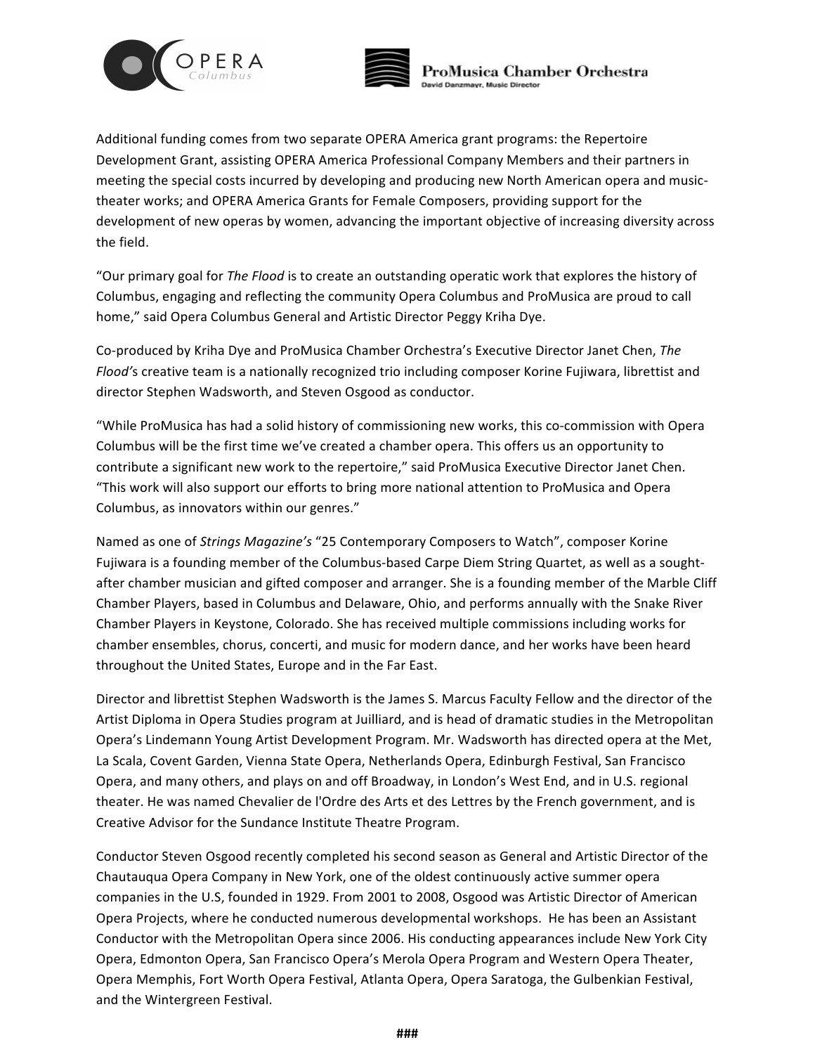Additional funding comes from two separate OPERA America grant programs: the Repertoire Development Grant, assisting OPERA America Professional Company Members and their partners in meeting the special costs incurred by developing and producing new North American opera and music-theater works; and OPERA America Grants for Female Composers, providing support for the development of new operas by women, advancing the important objective of increasing diversity across the field.

"Our primary goal for *The Flood* is to create an outstanding operatic work that explores the history of Columbus, engaging and reflecting the community Opera Columbus and ProMusica are proud to call home," said Opera Columbus General and Artistic Director Peggy Kriha Dye.

Co-produced by Kriha Dye and ProMusica Chamber Orchestra's Executive Director Janet Chen, *The Flood's* creative team is a nationally recognized trio including composer Korine Fujiwara, librettist and director Stephen Wadsworth, and Steven Osgood as conductor.

"While ProMusica has had a solid history of commissioning new works, this co-commission with Opera Columbus will be the first time we've created a chamber opera. This offers us an opportunity to contribute a significant new work to the repertoire," said ProMusica Executive Director Janet Chen. "This work will also support our efforts to bring more national attention to ProMusica and Opera Columbus, as innovators within our genres."

Named as one of *Strings Magazine's* "25 Contemporary Composers to Watch", composer Korine Fujiwara is a founding member of the Columbus-based Carpe Diem String Quartet, as well as a sought-after chamber musician and gifted composer and arranger. She is a founding member of the Marble Cliff Chamber Players, based in Columbus and Delaware, Ohio, and performs annually with the Snake River Chamber Players in Keystone, Colorado. She has received multiple commissions including works for chamber ensembles, chorus, concerti, and music for modern dance, and her works have been heard throughout the United States, Europe and in the Far East.

Director and librettist Stephen Wadsworth is the James S. Marcus Faculty Fellow and the director of the Artist Diploma in Opera Studies program at Juilliard, and is head of dramatic studies in the Metropolitan Opera's Lindemann Young Artist Development Program. Mr. Wadsworth has directed opera at the Met, La Scala, Covent Garden, Vienna State Opera, Netherlands Opera, Edinburgh Festival, San Francisco Opera, and many others, and plays on and off Broadway, in London's West End, and in U.S. regional theater. He was named Chevalier de l'Ordre des Arts et des Lettres by the French government, and is Creative Advisor for the Sundance Institute Theatre Program.

Conductor Steven Osgood recently completed his second season as General and Artistic Director of the Chautauqua Opera Company in New York, one of the oldest continuously active summer opera companies in the U.S, founded in 1929. From 2001 to 2008, Osgood was Artistic Director of American Opera Projects, where he conducted numerous developmental workshops. He has been an Assistant Conductor with the Metropolitan Opera since 2006. His conducting appearances include New York City Opera, Edmonton Opera, San Francisco Opera's Merola Opera Program and Western Opera Theater, Opera Memphis, Fort Worth Opera Festival, Atlanta Opera, Opera Saratoga, the Gulbenkian Festival, and the Wintergreen Festival.

###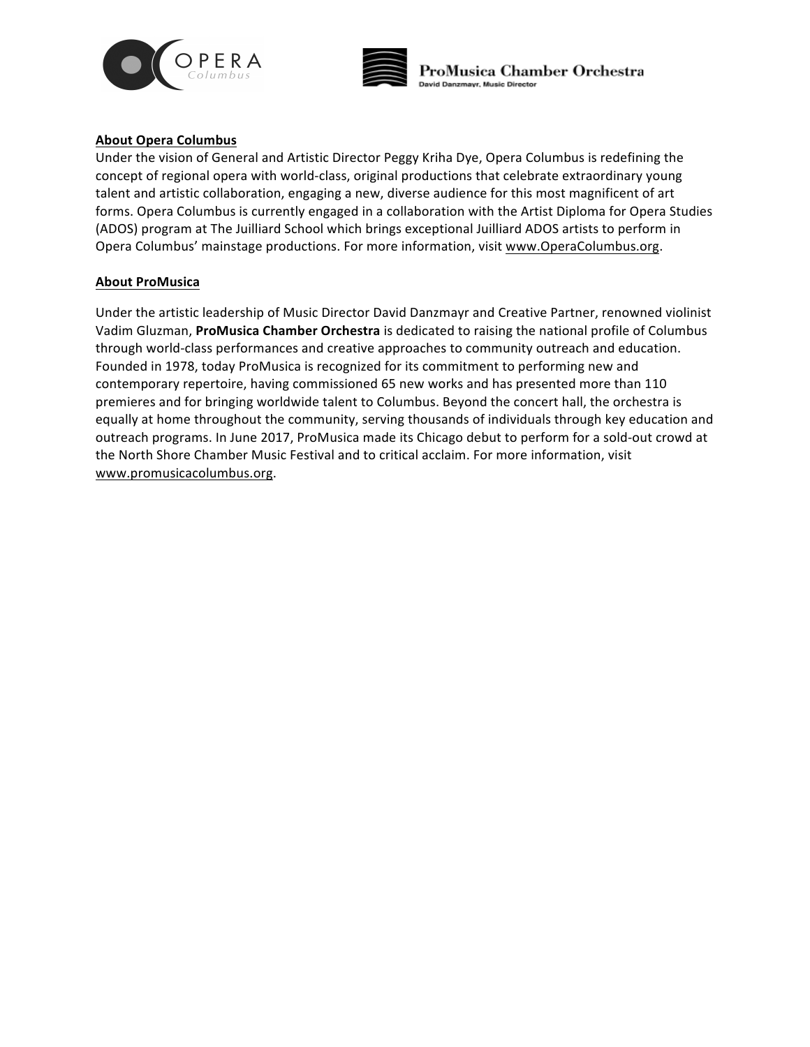**About Opera Columbus**

Under the vision of General and Artistic Director Peggy Kriha Dye, Opera Columbus is redefining the concept of regional opera with world-class, original productions that celebrate extraordinary young talent and artistic collaboration, engaging a new, diverse audience for this most magnificent of art forms. Opera Columbus is currently engaged in a collaboration with the Artist Diploma for Opera Studies (ADOS) program at The Juilliard School which brings exceptional Juilliard ADOS artists to perform in Opera Columbus' mainstage productions. For more information, visit www.OperaColumbus.org.

**About ProMusica**

Under the artistic leadership of Music Director David Danzmayr and Creative Partner, renowned violinist Vadim Gluzman, **ProMusica Chamber Orchestra** is dedicated to raising the national profile of Columbus through world-class performances and creative approaches to community outreach and education. Founded in 1978, today ProMusica is recognized for its commitment to performing new and contemporary repertoire, having commissioned 65 new works and has presented more than 110 premieres and for bringing worldwide talent to Columbus. Beyond the concert hall, the orchestra is equally at home throughout the community, serving thousands of individuals through key education and outreach programs. In June 2017, ProMusica made its Chicago debut to perform for a sold-out crowd at the North Shore Chamber Music Festival and to critical acclaim. For more information, visit www.promusicacolumbus.org.